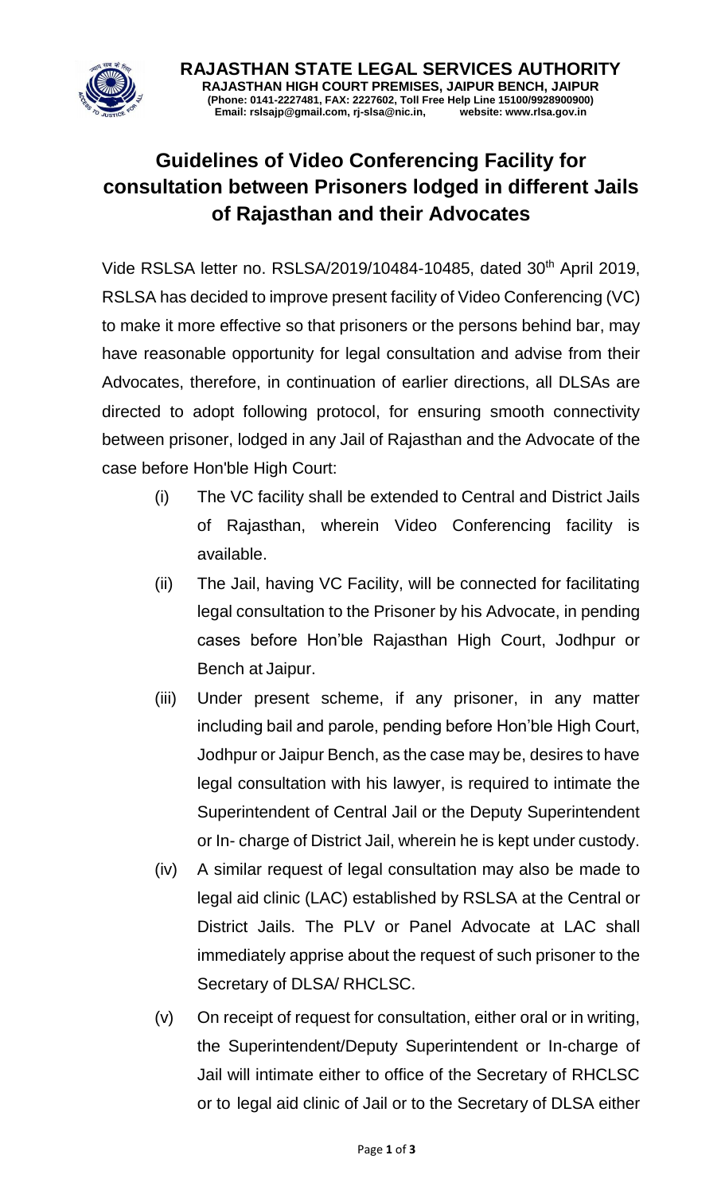**RAJASTHAN STATE LEGAL SERVICES AUTHORITY**
**RAJASTHAN HIGH COURT PREMISES, JAIPUR BENCH, JAIPUR**
**(Phone: 0141-2227481, FAX: 2227602, Toll Free Help Line 15100/9928900900)**
**Email: rslsajp@gmail.com, rj-slsa@nic.in, website: www.rlsa.gov.in**

# Guidelines of Video Conferencing Facility for consultation between Prisoners lodged in different Jails of Rajasthan and their Advocates

Vide RSLSA letter no. RSLSA/2019/10484-10485, dated 30th April 2019, RSLSA has decided to improve present facility of Video Conferencing (VC) to make it more effective so that prisoners or the persons behind bar, may have reasonable opportunity for legal consultation and advise from their Advocates, therefore, in continuation of earlier directions, all DLSAs are directed to adopt following protocol, for ensuring smooth connectivity between prisoner, lodged in any Jail of Rajasthan and the Advocate of the case before Hon'ble High Court:

(i) The VC facility shall be extended to Central and District Jails of Rajasthan, wherein Video Conferencing facility is available.

(ii) The Jail, having VC Facility, will be connected for facilitating legal consultation to the Prisoner by his Advocate, in pending cases before Hon'ble Rajasthan High Court, Jodhpur or Bench at Jaipur.

(iii) Under present scheme, if any prisoner, in any matter including bail and parole, pending before Hon'ble High Court, Jodhpur or Jaipur Bench, as the case may be, desires to have legal consultation with his lawyer, is required to intimate the Superintendent of Central Jail or the Deputy Superintendent or In- charge of District Jail, wherein he is kept under custody.

(iv) A similar request of legal consultation may also be made to legal aid clinic (LAC) established by RSLSA at the Central or District Jails. The PLV or Panel Advocate at LAC shall immediately apprise about the request of such prisoner to the Secretary of DLSA/ RHCLSC.

(v) On receipt of request for consultation, either oral or in writing, the Superintendent/Deputy Superintendent or In-charge of Jail will intimate either to office of the Secretary of RHCLSC or to legal aid clinic of Jail or to the Secretary of DLSA either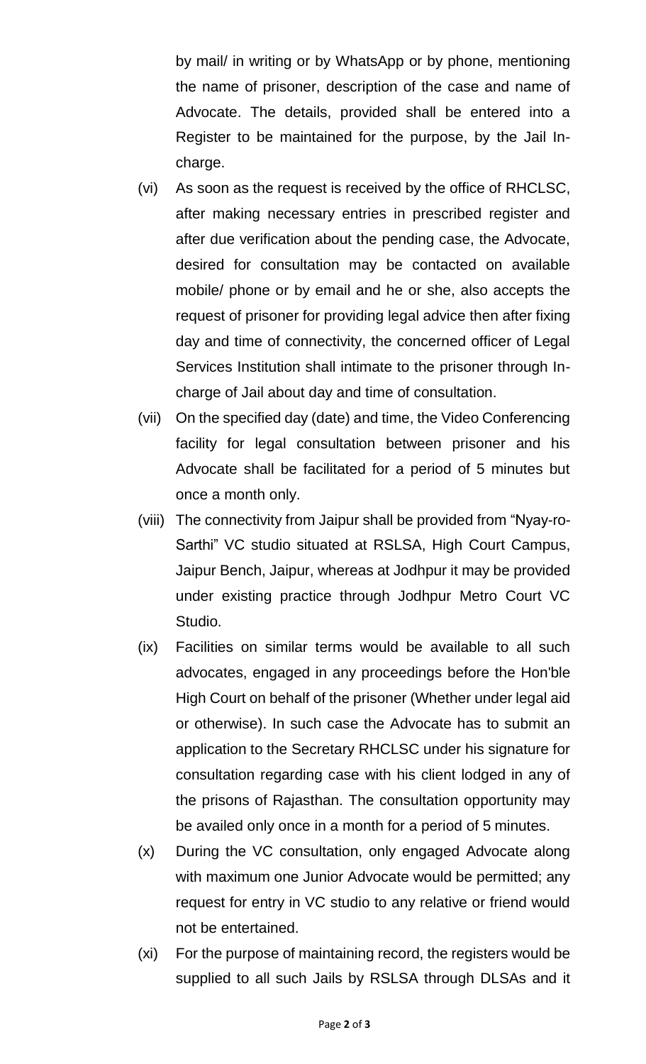by mail/ in writing or by WhatsApp or by phone, mentioning the name of prisoner, description of the case and name of Advocate. The details, provided shall be entered into a Register to be maintained for the purpose, by the Jail In-charge.

(vi) As soon as the request is received by the office of RHCLSC, after making necessary entries in prescribed register and after due verification about the pending case, the Advocate, desired for consultation may be contacted on available mobile/ phone or by email and he or she, also accepts the request of prisoner for providing legal advice then after fixing day and time of connectivity, the concerned officer of Legal Services Institution shall intimate to the prisoner through In-charge of Jail about day and time of consultation.

(vii) On the specified day (date) and time, the Video Conferencing facility for legal consultation between prisoner and his Advocate shall be facilitated for a period of 5 minutes but once a month only.

(viii) The connectivity from Jaipur shall be provided from "Nyay-ro-Sarthi" VC studio situated at RSLSA, High Court Campus, Jaipur Bench, Jaipur, whereas at Jodhpur it may be provided under existing practice through Jodhpur Metro Court VC Studio.

(ix) Facilities on similar terms would be available to all such advocates, engaged in any proceedings before the Hon'ble High Court on behalf of the prisoner (Whether under legal aid or otherwise). In such case the Advocate has to submit an application to the Secretary RHCLSC under his signature for consultation regarding case with his client lodged in any of the prisons of Rajasthan. The consultation opportunity may be availed only once in a month for a period of 5 minutes.

(x) During the VC consultation, only engaged Advocate along with maximum one Junior Advocate would be permitted; any request for entry in VC studio to any relative or friend would not be entertained.

(xi) For the purpose of maintaining record, the registers would be supplied to all such Jails by RSLSA through DLSAs and it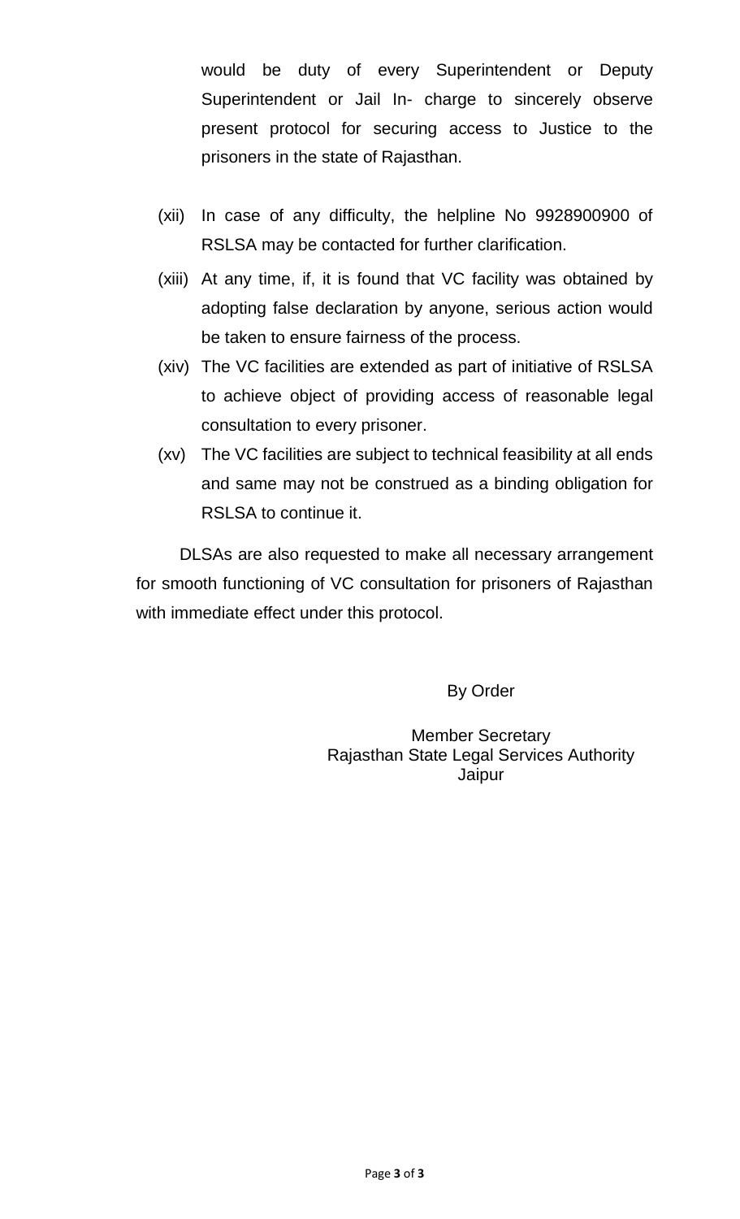would be duty of every Superintendent or Deputy Superintendent or Jail In- charge to sincerely observe present protocol for securing access to Justice to the prisoners in the state of Rajasthan.

(xii) In case of any difficulty, the helpline No 9928900900 of RSLSA may be contacted for further clarification.

(xiii) At any time, if, it is found that VC facility was obtained by adopting false declaration by anyone, serious action would be taken to ensure fairness of the process.

(xiv) The VC facilities are extended as part of initiative of RSLSA to achieve object of providing access of reasonable legal consultation to every prisoner.

(xv) The VC facilities are subject to technical feasibility at all ends and same may not be construed as a binding obligation for RSLSA to continue it.

DLSAs are also requested to make all necessary arrangement for smooth functioning of VC consultation for prisoners of Rajasthan with immediate effect under this protocol.

By Order

Member Secretary
Rajasthan State Legal Services Authority
Jaipur